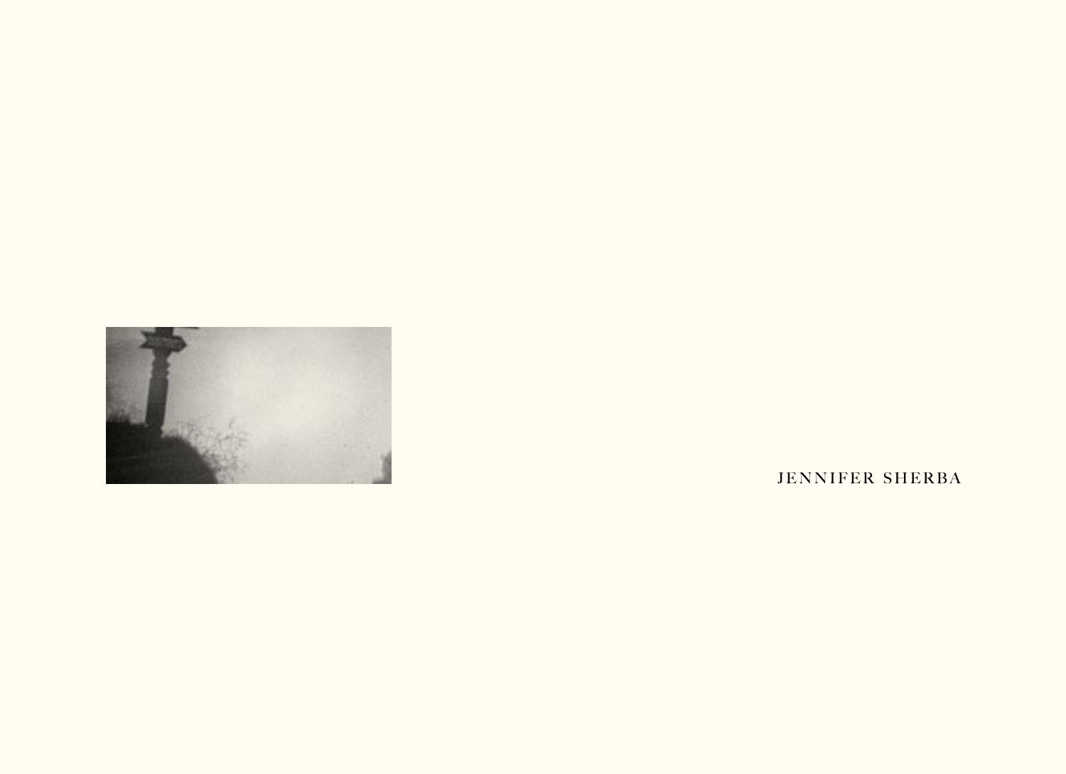JENNIFER SHERBA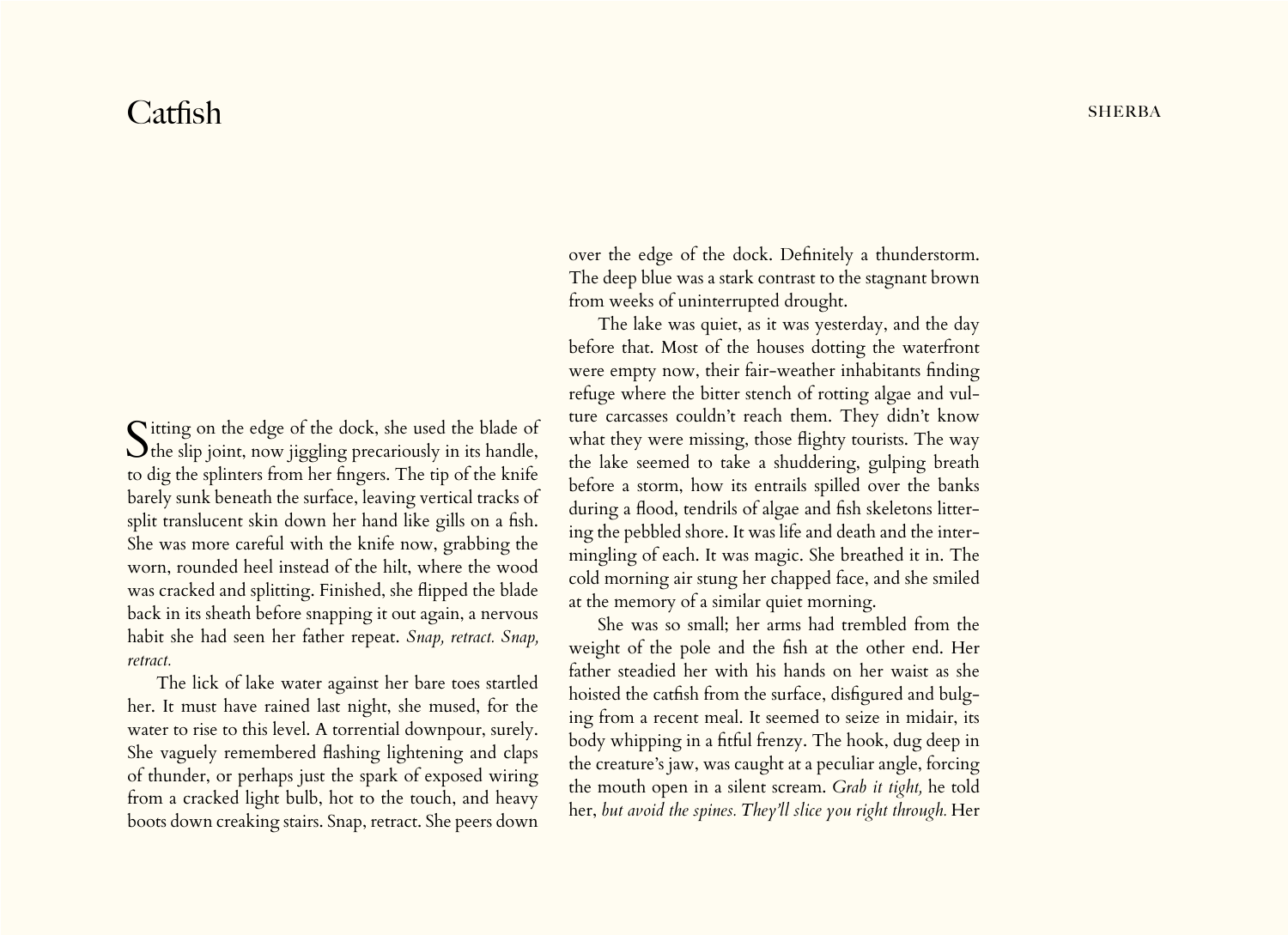# Catfish

Sitting on the edge of the dock, she used the blade of the slip joint, now jiggling precariously in its handle, to dig the splinters from her fingers. The tip of the knife barely sunk beneath the surface, leaving vertical tracks of split translucent skin down her hand like gills on a fish. She was more careful with the knife now, grabbing the worn, rounded heel instead of the hilt, where the wood was cracked and splitting. Finished, she flipped the blade back in its sheath before snapping it out again, a nervous habit she had seen her father repeat. *Snap, retract. Snap, retract.*

The lick of lake water against her bare toes startled her. It must have rained last night, she mused, for the water to rise to this level. A torrential downpour, surely. She vaguely remembered flashing lightening and claps of thunder, or perhaps just the spark of exposed wiring from a cracked light bulb, hot to the touch, and heavy boots down creaking stairs. Snap, retract. She peers down over the edge of the dock. Definitely a thunderstorm. The deep blue was a stark contrast to the stagnant brown from weeks of uninterrupted drought.

The lake was quiet, as it was yesterday, and the day before that. Most of the houses dotting the waterfront were empty now, their fair-weather inhabitants finding refuge where the bitter stench of rotting algae and vulture carcasses couldn't reach them. They didn't know what they were missing, those flighty tourists. The way the lake seemed to take a shuddering, gulping breath before a storm, how its entrails spilled over the banks during a flood, tendrils of algae and fish skeletons littering the pebbled shore. It was life and death and the intermingling of each. It was magic. She breathed it in. The cold morning air stung her chapped face, and she smiled at the memory of a similar quiet morning.

She was so small; her arms had trembled from the weight of the pole and the fish at the other end. Her father steadied her with his hands on her waist as she hoisted the catfish from the surface, disfigured and bulging from a recent meal. It seemed to seize in midair, its body whipping in a fitful frenzy. The hook, dug deep in the creature's jaw, was caught at a peculiar angle, forcing the mouth open in a silent scream. *Grab it tight,* he told her, *but avoid the spines. They'll slice you right through.* Her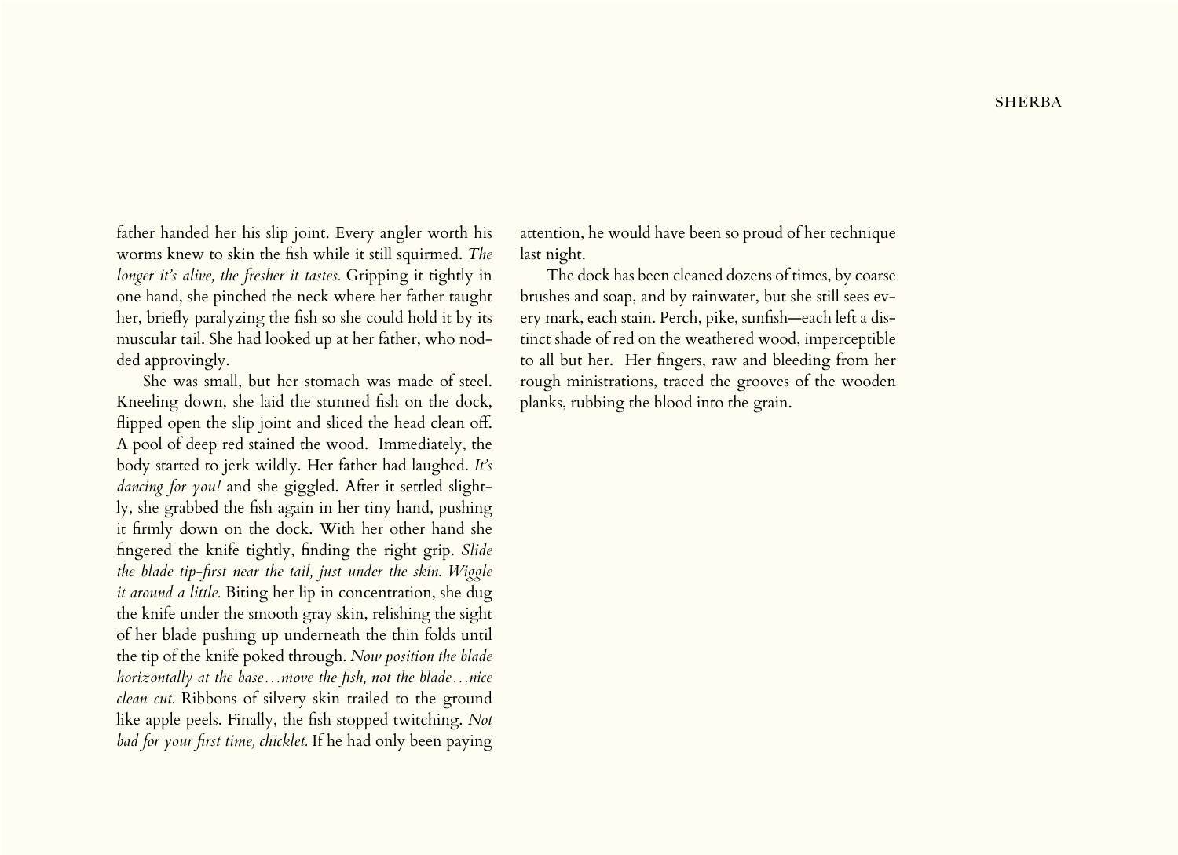father handed her his slip joint. Every angler worth his worms knew to skin the fish while it still squirmed. *The longer it's alive, the fresher it tastes.* Gripping it tightly in one hand, she pinched the neck where her father taught her, briefly paralyzing the fish so she could hold it by its muscular tail. She had looked up at her father, who nodded approvingly.

She was small, but her stomach was made of steel. Kneeling down, she laid the stunned fish on the dock, flipped open the slip joint and sliced the head clean off. A pool of deep red stained the wood. Immediately, the body started to jerk wildly. Her father had laughed. *It's dancing for you!* and she giggled. After it settled slightly, she grabbed the fish again in her tiny hand, pushing it firmly down on the dock. With her other hand she fingered the knife tightly, finding the right grip. *Slide the blade tip-first near the tail, just under the skin. Wiggle it around a little.* Biting her lip in concentration, she dug the knife under the smooth gray skin, relishing the sight of her blade pushing up underneath the thin folds until the tip of the knife poked through. *Now position the blade horizontally at the base…move the fish, not the blade…nice clean cut.* Ribbons of silvery skin trailed to the ground like apple peels. Finally, the fish stopped twitching. *Not bad for your first time, chicklet.* If he had only been paying attention, he would have been so proud of her technique last night.

The dock has been cleaned dozens of times, by coarse brushes and soap, and by rainwater, but she still sees every mark, each stain. Perch, pike, sunfish—each left a distinct shade of red on the weathered wood, imperceptible to all but her. Her fingers, raw and bleeding from her rough ministrations, traced the grooves of the wooden planks, rubbing the blood into the grain.